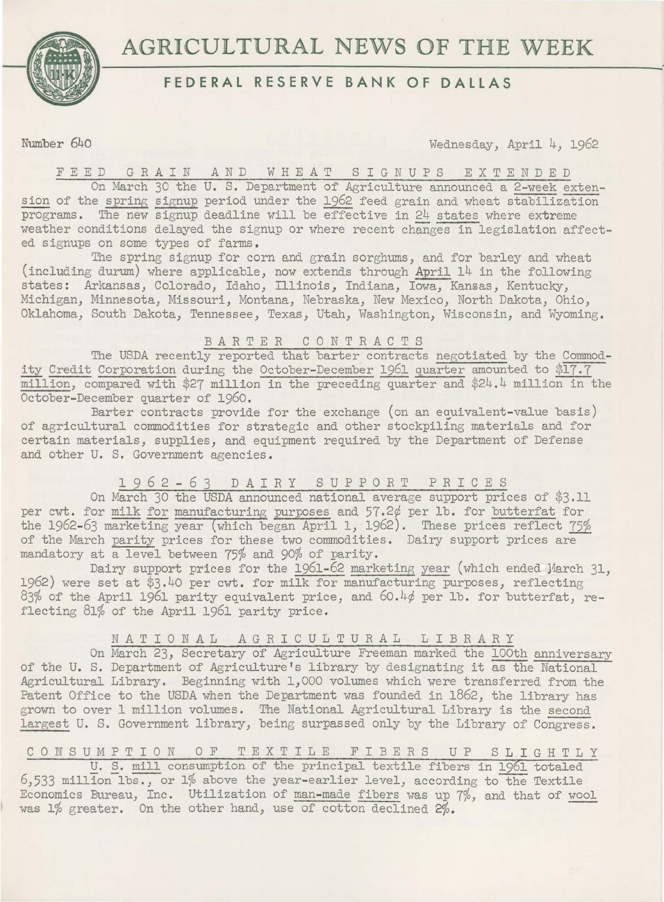# AGRICULTURAL NEWS OF THE WEEK

## FEDERAL RESERVE BANK OF DALLAS

Number 640 Wednesday, April 4, 1962

### FEED GRAIN AND WHEAT SIGNUPS EXTENDED

On March 30 the U. S. Department of Agriculture announced a 2-week extension of the spring signup period under the 1962 feed grain and wheat stabilization programs. The new signup deadline will be effective in 24 states where extreme weather conditions delayed the signup or where recent changes in legislation affected signups on some types of farms.

The spring signup for corn and grain sorghums, and for barley and wheat (including durum) where applicable, now extends through April 14 in the following states: Arkansas, Colorado, Idaho, Illinois, Indiana, Iowa, Kansas, Kentucky, Michigan, Minnesota, Missouri, Montana, Nebraska, New Mexico, North Dakota, Ohio, Oklahoma, South Dakota, Tennessee, Texas, Utah, Washington, Wisconsin, and Wyoming.

### BARTER CONTRACTS

The USDA recently reported that barter contracts negotiated by the Commodity Credit Corporation during the October-December 1961 quarter amounted to $17.7 million, compared with $27 million in the preceding quarter and $24.4 million in the October-December quarter of 1960.

Barter contracts provide for the exchange (on an equivalent-value basis) of agricultural commodities for strategic and other stockpiling materials and for certain materials, supplies, and equipment required by the Department of Defense and other U. S. Government agencies.

### 1962-63 DAIRY SUPPORT PRICES

On March 30 the USDA announced national average support prices of $3.11 per cwt. for milk for manufacturing purposes and 57.2¢ per lb. for butterfat for the 1962-63 marketing year (which began April 1, 1962). These prices reflect 75% of the March parity prices for these two commodities. Dairy support prices are mandatory at a level between 75% and 90% of parity.

Dairy support prices for the 1961-62 marketing year (which ended March 31, 1962) were set at $3.40 per cwt. for milk for manufacturing purposes, reflecting 83% of the April 1961 parity equivalent price, and 60.4¢ per lb. for butterfat, reflecting 81% of the April 1961 parity price.

### NATIONAL AGRICULTURAL LIBRARY

On March 23, Secretary of Agriculture Freeman marked the 100th anniversary of the U. S. Department of Agriculture's library by designating it as the National Agricultural Library. Beginning with 1,000 volumes which were transferred from the Patent Office to the USDA when the Department was founded in 1862, the library has grown to over 1 million volumes. The National Agricultural Library is the second largest U. S. Government library, being surpassed only by the Library of Congress.

### CONSUMPTION OF TEXTILE FIBERS UP SLIGHTLY

U. S. mill consumption of the principal textile fibers in 1961 totaled 6,533 million lbs., or 1% above the year-earlier level, according to the Textile Economics Bureau, Inc. Utilization of man-made fibers was up 7%, and that of wool was 1% greater. On the other hand, use of cotton declined 2%.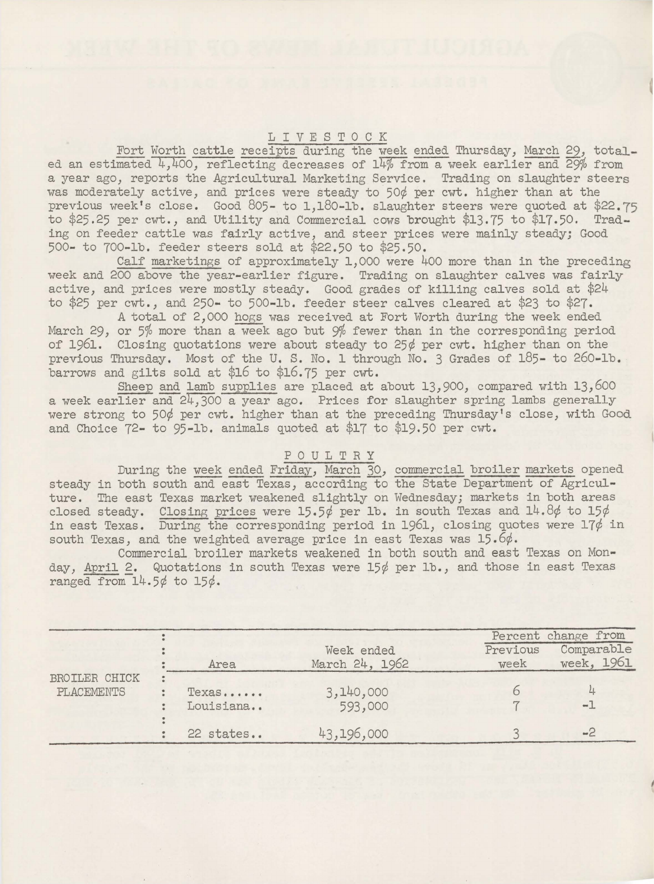## LIVESTOCK

Fort Worth cattle receipts during the week ended Thursday, March 29, totaled an estimated 4,400, reflecting decreases of 14% from a week earlier and 29% from a year ago, reports the Agricultural Marketing Service. Trading on slaughter steers was moderately active, and prices were steady to 50¢ per cwt. higher than at the previous week's close. Good 805- to 1,180-lb. slaughter steers were quoted at $22.75 to $25.25 per cwt., and Utility and Commercial cows brought $13.75 to $17.50. Trading on feeder cattle was fairly active, and steer prices were mainly steady; Good 500- to 700-lb. feeder steers sold at $22.50 to $25.50.

Calf marketings of approximately 1,000 were 400 more than in the preceding week and 200 above the year-earlier figure. Trading on slaughter calves was fairly active, and prices were mostly steady. Good grades of killing calves sold at $24 to $25 per cwt., and 250- to 500-lb. feeder steer calves cleared at $23 to $27.

A total of 2,000 hogs was received at Fort Worth during the week ended March 29, or 5% more than a week ago but 9% fewer than in the corresponding period of 1961. Closing quotations were about steady to 25¢ per cwt. higher than on the previous Thursday. Most of the U. S. No. 1 through No. 3 Grades of 185- to 260-lb. barrows and gilts sold at $16 to $16.75 per cwt.

Sheep and lamb supplies are placed at about 13,900, compared with 13,600 a week earlier and 24,300 a year ago. Prices for slaughter spring lambs generally were strong to 50¢ per cwt. higher than at the preceding Thursday's close, with Good and Choice 72- to 95-lb. animals quoted at $17 to $19.50 per cwt.

## POULTRY

During the week ended Friday, March 30, commercial broiler markets opened steady in both south and east Texas, according to the State Department of Agriculture. The east Texas market weakened slightly on Wednesday; markets in both areas closed steady. Closing prices were 15.5¢ per lb. in south Texas and 14.8¢ to 15¢ in east Texas. During the corresponding period in 1961, closing quotes were 17¢ in south Texas, and the weighted average price in east Texas was 15.6¢.

Commercial broiler markets weakened in both south and east Texas on Monday, April 2. Quotations in south Texas were 15¢ per lb., and those in east Texas ranged from 14.5¢ to 15¢.

| | Area | Week ended March 24, 1962 | Percent change from Previous week | Percent change from Comparable week, 1961 |
|---|---|---|---|---|
| BROILER CHICK PLACEMENTS | Texas...... | 3,140,000 | 6 | 4 |
| | Louisiana.. | 593,000 | 7 | -1 |
| | 22 states.. | 43,196,000 | 3 | -2 |